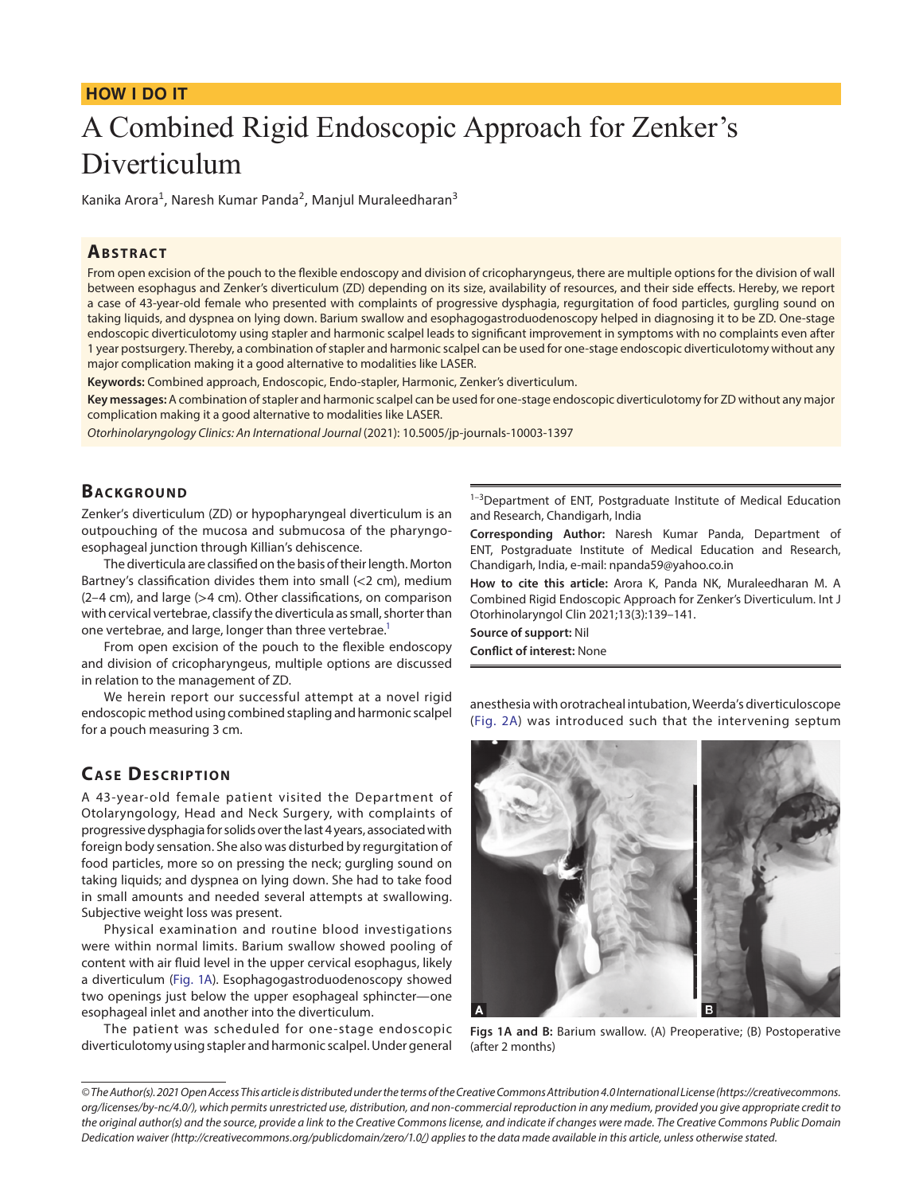HOW I DO IT

# A Combined Rigid Endoscopic Approach for Zenker's Diverticulum

Kanika Arora[1], Naresh Kumar Panda[2], Manjul Muraleedharan[3]

## Abstract

From open excision of the pouch to the flexible endoscopy and division of cricopharyngeus, there are multiple options for the division of wall between esophagus and Zenker's diverticulum (ZD) depending on its size, availability of resources, and their side effects. Hereby, we report a case of 43-year-old female who presented with complaints of progressive dysphagia, regurgitation of food particles, gurgling sound on taking liquids, and dyspnea on lying down. Barium swallow and esophagogastroduodenoscopy helped in diagnosing it to be ZD. One-stage endoscopic diverticulotomy using stapler and harmonic scalpel leads to significant improvement in symptoms with no complaints even after 1 year postsurgery. Thereby, a combination of stapler and harmonic scalpel can be used for one-stage endoscopic diverticulotomy without any major complication making it a good alternative to modalities like LASER.

**Keywords:** Combined approach, Endoscopic, Endo-stapler, Harmonic, Zenker's diverticulum.

**Key messages:** A combination of stapler and harmonic scalpel can be used for one-stage endoscopic diverticulotomy for ZD without any major complication making it a good alternative to modalities like LASER.

*Otorhinolaryngology Clinics: An International Journal* (2021): 10.5005/jp-journals-10003-1397

## Background

Zenker's diverticulum (ZD) or hypopharyngeal diverticulum is an outpouching of the mucosa and submucosa of the pharyngoesophageal junction through Killian's dehiscence.

The diverticula are classified on the basis of their length. Morton Bartney's classification divides them into small (<2 cm), medium (2–4 cm), and large (>4 cm). Other classifications, on comparison with cervical vertebrae, classify the diverticula as small, shorter than one vertebrae, and large, longer than three vertebrae.[1]

From open excision of the pouch to the flexible endoscopy and division of cricopharyngeus, multiple options are discussed in relation to the management of ZD.

We herein report our successful attempt at a novel rigid endoscopic method using combined stapling and harmonic scalpel for a pouch measuring 3 cm.

## Case Description

A 43-year-old female patient visited the Department of Otolaryngology, Head and Neck Surgery, with complaints of progressive dysphagia for solids over the last 4 years, associated with foreign body sensation. She also was disturbed by regurgitation of food particles, more so on pressing the neck; gurgling sound on taking liquids; and dyspnea on lying down. She had to take food in small amounts and needed several attempts at swallowing. Subjective weight loss was present.

Physical examination and routine blood investigations were within normal limits. Barium swallow showed pooling of content with air fluid level in the upper cervical esophagus, likely a diverticulum (Fig. 1A). Esophagogastroduodenoscopy showed two openings just below the upper esophageal sphincter—one esophageal inlet and another into the diverticulum.

The patient was scheduled for one-stage endoscopic diverticulotomy using stapler and harmonic scalpel. Under general anesthesia with orotracheal intubation, Weerda's diverticuloscope (Fig. 2A) was introduced such that the intervening septum

**Figs 1A and B:** Barium swallow. (A) Preoperative; (B) Postoperative (after 2 months)

[1–3]Department of ENT, Postgraduate Institute of Medical Education and Research, Chandigarh, India

**Corresponding Author:** Naresh Kumar Panda, Department of ENT, Postgraduate Institute of Medical Education and Research, Chandigarh, India, e-mail: npanda59@yahoo.co.in

**How to cite this article:** Arora K, Panda NK, Muraleedharan M. A Combined Rigid Endoscopic Approach for Zenker's Diverticulum. Int J Otorhinolaryngol Clin 2021;13(3):139–141.

**Source of support:** Nil

**Conflict of interest:** None

*© The Author(s). 2021 Open Access This article is distributed under the terms of the Creative Commons Attribution 4.0 International License (https://creativecommons.org/licenses/by-nc/4.0/), which permits unrestricted use, distribution, and non-commercial reproduction in any medium, provided you give appropriate credit to the original author(s) and the source, provide a link to the Creative Commons license, and indicate if changes were made. The Creative Commons Public Domain Dedication waiver (http://creativecommons.org/publicdomain/zero/1.0/) applies to the data made available in this article, unless otherwise stated.*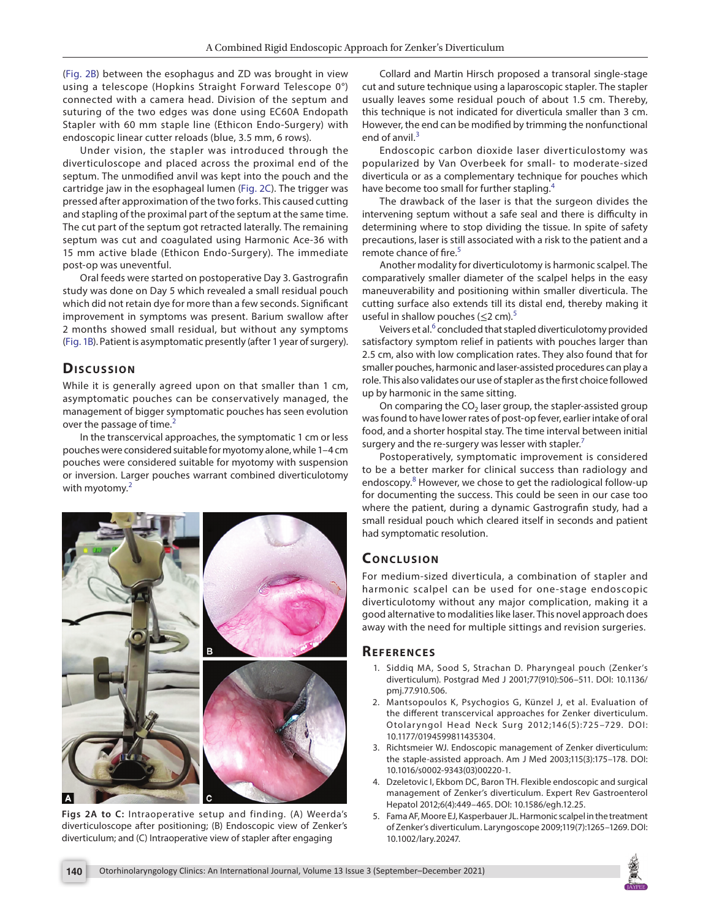(Fig. 2B) between the esophagus and ZD was brought in view using a telescope (Hopkins Straight Forward Telescope 0°) connected with a camera head. Division of the septum and suturing of the two edges was done using EC60A Endopath Stapler with 60 mm staple line (Ethicon Endo-Surgery) with endoscopic linear cutter reloads (blue, 3.5 mm, 6 rows).

Under vision, the stapler was introduced through the diverticuloscope and placed across the proximal end of the septum. The unmodified anvil was kept into the pouch and the cartridge jaw in the esophageal lumen (Fig. 2C). The trigger was pressed after approximation of the two forks. This caused cutting and stapling of the proximal part of the septum at the same time. The cut part of the septum got retracted laterally. The remaining septum was cut and coagulated using Harmonic Ace-36 with 15 mm active blade (Ethicon Endo-Surgery). The immediate post-op was uneventful.

Oral feeds were started on postoperative Day 3. Gastrografin study was done on Day 5 which revealed a small residual pouch which did not retain dye for more than a few seconds. Significant improvement in symptoms was present. Barium swallow after 2 months showed small residual, but without any symptoms (Fig. 1B). Patient is asymptomatic presently (after 1 year of surgery).

## Discussion

While it is generally agreed upon on that smaller than 1 cm, asymptomatic pouches can be conservatively managed, the management of bigger symptomatic pouches has seen evolution over the passage of time.[2]

In the transcervical approaches, the symptomatic 1 cm or less pouches were considered suitable for myotomy alone, while 1–4 cm pouches were considered suitable for myotomy with suspension or inversion. Larger pouches warrant combined diverticulotomy with myotomy.[2]

Figs 2A to C: Intraoperative setup and finding. (A) Weerda's diverticuloscope after positioning; (B) Endoscopic view of Zenker's diverticulum; and (C) Intraoperative view of stapler after engaging

Collard and Martin Hirsch proposed a transoral single-stage cut and suture technique using a laparoscopic stapler. The stapler usually leaves some residual pouch of about 1.5 cm. Thereby, this technique is not indicated for diverticula smaller than 3 cm. However, the end can be modified by trimming the nonfunctional end of anvil.[3]

Endoscopic carbon dioxide laser diverticulostomy was popularized by Van Overbeek for small- to moderate-sized diverticula or as a complementary technique for pouches which have become too small for further stapling.[4]

The drawback of the laser is that the surgeon divides the intervening septum without a safe seal and there is difficulty in determining where to stop dividing the tissue. In spite of safety precautions, laser is still associated with a risk to the patient and a remote chance of fire.[5]

Another modality for diverticulotomy is harmonic scalpel. The comparatively smaller diameter of the scalpel helps in the easy maneuverability and positioning within smaller diverticula. The cutting surface also extends till its distal end, thereby making it useful in shallow pouches (≤2 cm).[5]

Veivers et al.[6] concluded that stapled diverticulotomy provided satisfactory symptom relief in patients with pouches larger than 2.5 cm, also with low complication rates. They also found that for smaller pouches, harmonic and laser-assisted procedures can play a role. This also validates our use of stapler as the first choice followed up by harmonic in the same sitting.

On comparing the $CO_2$ laser group, the stapler-assisted group was found to have lower rates of post-op fever, earlier intake of oral food, and a shorter hospital stay. The time interval between initial surgery and the re-surgery was lesser with stapler.[7]

Postoperatively, symptomatic improvement is considered to be a better marker for clinical success than radiology and endoscopy.[8] However, we chose to get the radiological follow-up for documenting the success. This could be seen in our case too where the patient, during a dynamic Gastrografin study, had a small residual pouch which cleared itself in seconds and patient had symptomatic resolution.

## Conclusion

For medium-sized diverticula, a combination of stapler and harmonic scalpel can be used for one-stage endoscopic diverticulotomy without any major complication, making it a good alternative to modalities like laser. This novel approach does away with the need for multiple sittings and revision surgeries.

## References

1. Siddiq MA, Sood S, Strachan D. Pharyngeal pouch (Zenker's diverticulum). Postgrad Med J 2001;77(910):506–511. DOI: 10.1136/pmj.77.910.506.
2. Mantsopoulos K, Psychogios G, Künzel J, et al. Evaluation of the different transcervical approaches for Zenker diverticulum. Otolaryngol Head Neck Surg 2012;146(5):725–729. DOI: 10.1177/0194599811435304.
3. Richtsmeier WJ. Endoscopic management of Zenker diverticulum: the staple-assisted approach. Am J Med 2003;115(3):175–178. DOI: 10.1016/s0002-9343(03)00220-1.
4. Dzeletovic I, Ekbom DC, Baron TH. Flexible endoscopic and surgical management of Zenker's diverticulum. Expert Rev Gastroenterol Hepatol 2012;6(4):449–465. DOI: 10.1586/egh.12.25.
5. Fama AF, Moore EJ, Kasperbauer JL. Harmonic scalpel in the treatment of Zenker's diverticulum. Laryngoscope 2009;119(7):1265–1269. DOI: 10.1002/lary.20247.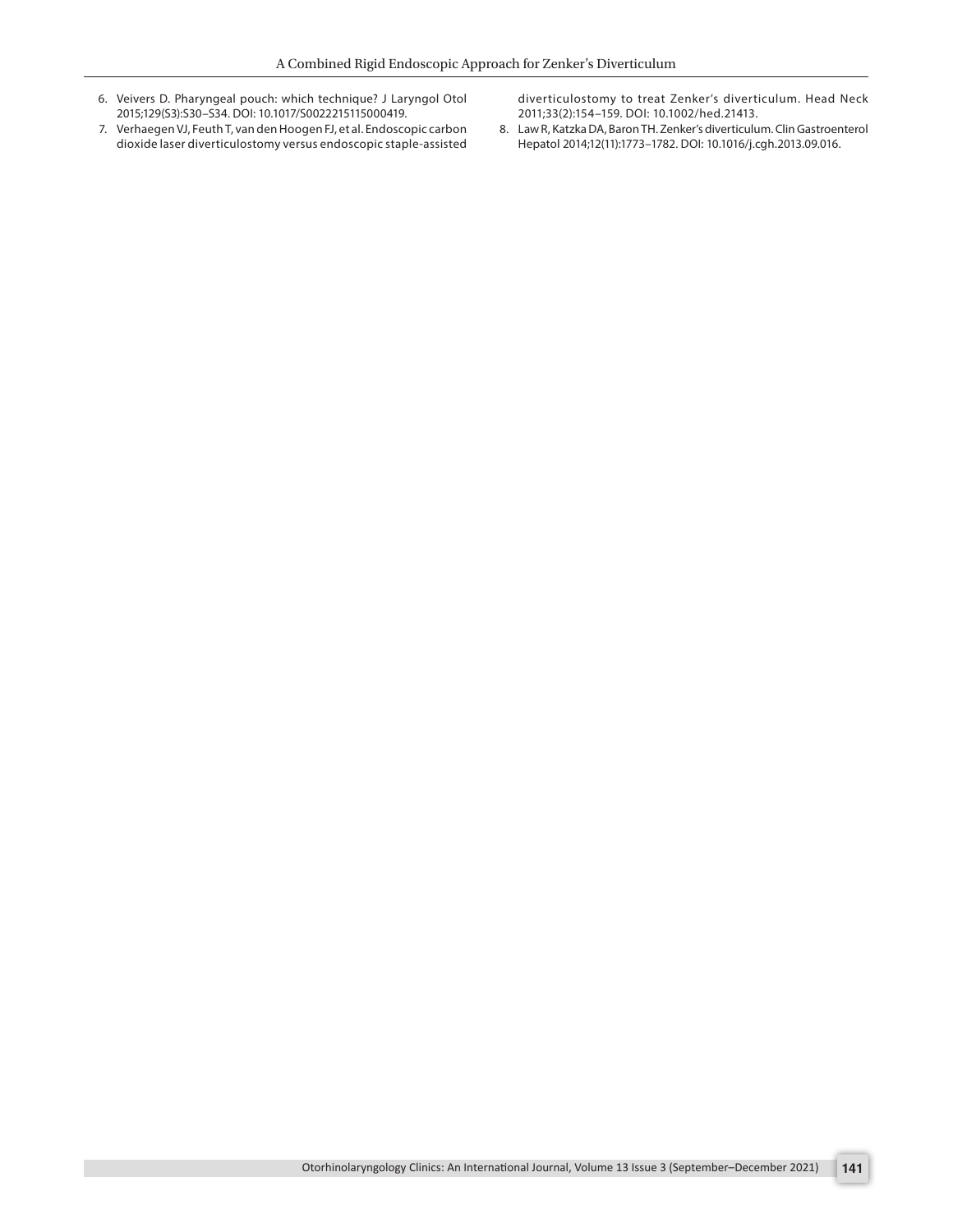6. Veivers D. Pharyngeal pouch: which technique? J Laryngol Otol 2015;129(S3):S30–S34. DOI: 10.1017/S0022215115000419.
7. Verhaegen VJ, Feuth T, van den Hoogen FJ, et al. Endoscopic carbon dioxide laser diverticulostomy versus endoscopic staple-assisted diverticulostomy to treat Zenker's diverticulum. Head Neck 2011;33(2):154–159. DOI: 10.1002/hed.21413.
8. Law R, Katzka DA, Baron TH. Zenker's diverticulum. Clin Gastroenterol Hepatol 2014;12(11):1773–1782. DOI: 10.1016/j.cgh.2013.09.016.